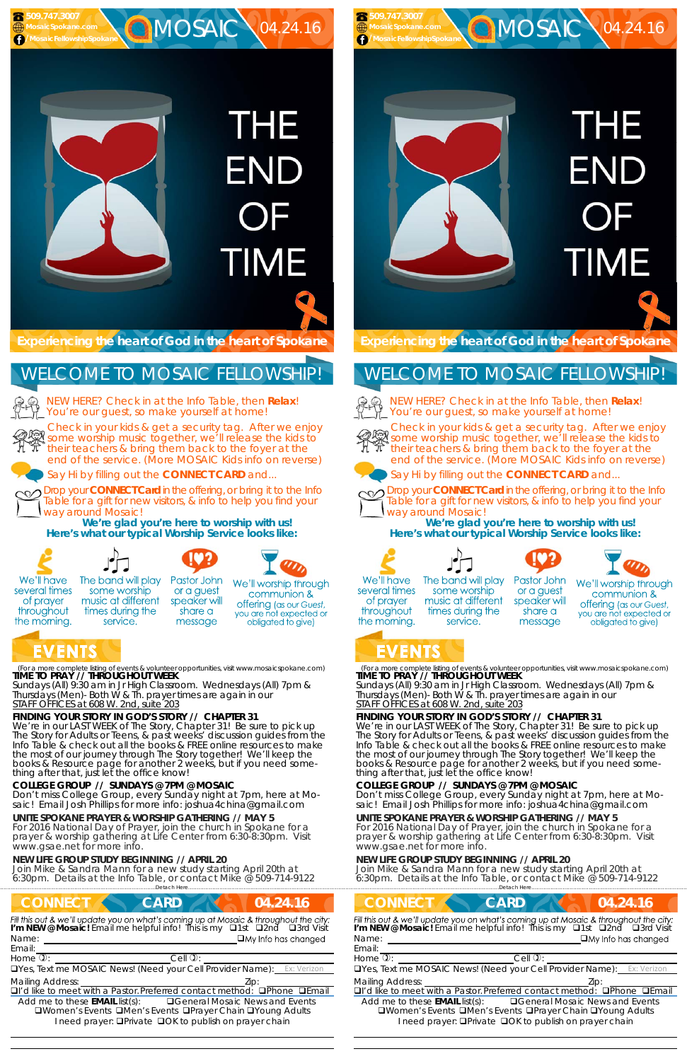509.747.3007
MosaicSpokane.com
/MosaicFellowshipSpokane

# MOSAIC 04.24.16

# THE END OF TIME

**Experiencing the heart of God in the heart of Spokane**

## WELCOME TO MOSAIC FELLOWSHIP!

NEW HERE? Check in at the Info Table, then **Relax**! You're our guest, so make yourself at home!

Check in your kids & get a security tag. After we enjoy some worship music together, we'll release the kids to their teachers & bring them back to the foyer at the end of the service. (More MOSAIC Kids info on reverse)

Say Hi by filling out the **CONNECT CARD** and...

Drop your **CONNECT Card** in the offering, or bring it to the Info Table for a gift for new visitors, & info to help you find your way around Mosaic!

**We're glad you're here to worship with us!**
**Here's what our typical Worship Service looks like:**

We'll have several times of prayer throughout the morning.

The band will play some worship music at different times during the service.

Pastor John or a guest speaker will share a message

We'll worship through communion & offering (as our Guest, you are not expected or obligated to give)

## EVENTS

(For a more complete listing of events & volunteer opportunities, visit www.mosaicspokane.com)

**TIME TO PRAY // THROUGHOUT WEEK**
Sundays (All) 9:30 am in Jr High Classroom. Wednesdays (All) 7pm & Thursdays (Men)- Both W & Th. prayer times are again in our STAFF OFFICES at 608 W. 2nd, suite 203

**FINDING YOUR STORY IN GOD'S STORY // CHAPTER 31**
We're in our LAST WEEK of The Story, Chapter 31! Be sure to pick up The Story for Adults or Teens, & past weeks' discussion guides from the Info Table & check out all the books & FREE online resources to make the most of our journey through The Story together! We'll keep the books & Resource page for another 2 weeks, but if you need something after that, just let the office know!

**COLLEGE GROUP // SUNDAYS @ 7PM @ MOSAIC**
Don't miss College Group, every Sunday night at 7pm, here at Mosaic! Email Josh Phillips for more info: joshua4china@gmail.com

**UNITE SPOKANE PRAYER & WORSHIP GATHERING // MAY 5**
For 2016 National Day of Prayer, join the church in Spokane for a prayer & worship gathering at Life Center from 6:30-8:30pm. Visit www.gsae.net for more info.

**NEW LIFE GROUP STUDY BEGINNING // APRIL 20**
Join Mike & Sandra Mann for a new study starting April 20th at 6:30pm. Details at the Info Table, or contact Mike @ 509-714-9122

Detach Here

## CONNECT CARD 04.24.16

*Fill this out & we'll update you on what's coming up at Mosaic & throughout the city:*
**I'm NEW @ Mosaic!** Email me helpful info! This is my ❑1st ❑2nd ❑3rd Visit
Name: ________________ ❑My Info has changed
Email: ________________
Home: ________________ Cell: ________________
❑Yes, Text me MOSAIC News! (Need your Cell Provider Name): Ex: Verizon
Mailing Address: ________________ Zip: ________
❑I'd like to meet with a Pastor. Preferred contact method: ❑Phone ❑Email
Add me to these **EMAIL** list(s): ❑General Mosaic News and Events ❑Women's Events ❑Men's Events ❑Prayer Chain ❑Young Adults
I need prayer: ❑Private ❑OK to publish on prayer chain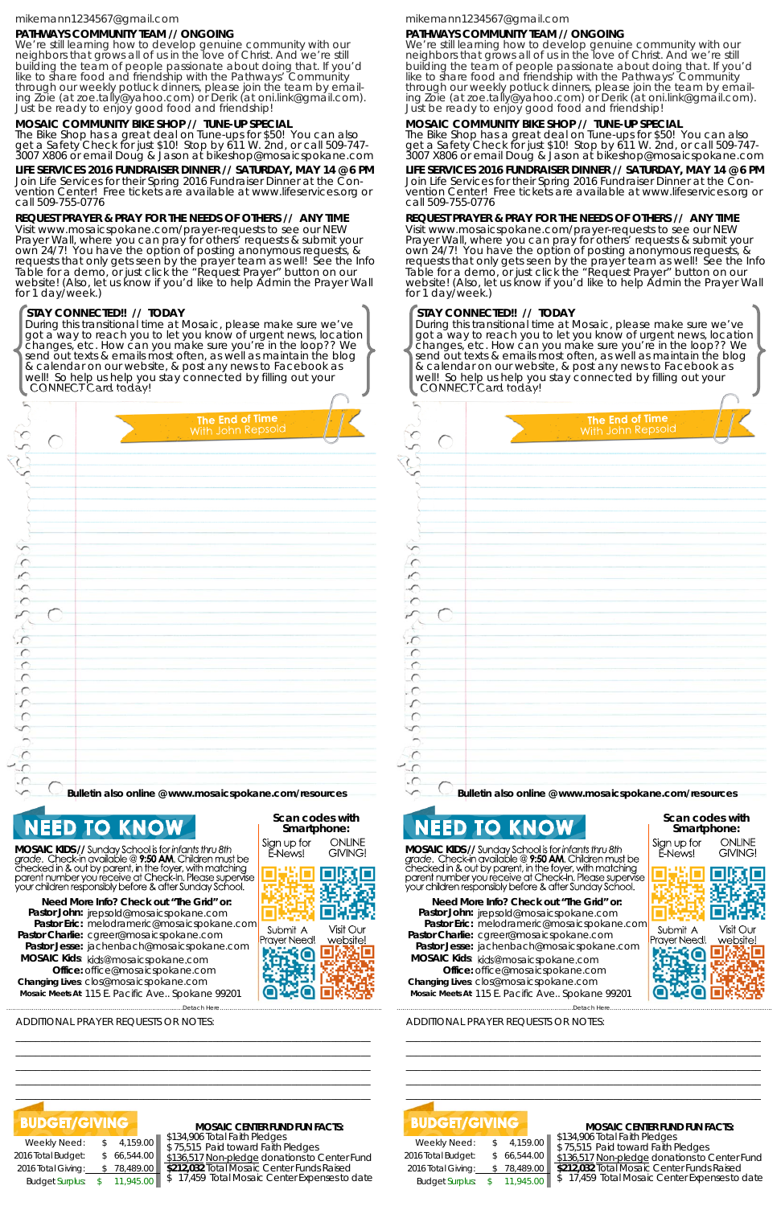mikemann1234567@gmail.com

**PATHWAYS COMMUNITY TEAM // ONGOING**
We're still learning how to develop genuine community with our neighbors that grows all of us in the love of Christ. And we're still building the team of people passionate about doing that. If you'd like to share food and friendship with the Pathways' Community through our weekly potluck dinners, please join the team by emailing Zoie (at zoe.tally@yahoo.com) or Derik (at oni.link@gmail.com). Just be ready to enjoy good food and friendship!

**MOSAIC COMMUNITY BIKE SHOP // TUNE-UP SPECIAL**
The Bike Shop has a great deal on Tune-ups for $50! You can also get a Safety Check for just $10! Stop by 611 W. 2nd, or call 509-747-3007 X806 or email Doug & Jason at bikeshop@mosaicspokane.com

**LIFE SERVICES 2016 FUNDRAISER DINNER // SATURDAY, MAY 14 @ 6 PM**
Join Life Services for their Spring 2016 Fundraiser Dinner at the Convention Center! Free tickets are available at www.lifeservices.org or call 509-755-0776

**REQUEST PRAYER & PRAY FOR THE NEEDS OF OTHERS // ANY TIME**
Visit www.mosaicspokane.com/prayer-requests to see our NEW Prayer Wall, where you can pray for others' requests & submit your own 24/7! You have the option of posting anonymous requests, & requests that only gets seen by the prayer team as well! See the Info Table for a demo, or just click the "Request Prayer" button on our website! (Also, let us know if you'd like to help Admin the Prayer Wall for 1 day/week.)

**STAY CONNECTED!! // TODAY**
During this transitional time at Mosaic, please make sure we've got a way to reach you to let you know of urgent news, location changes, etc. How can you make sure you're in the loop?? We send out texts & emails most often, as well as maintain the blog & calendar on our website, & post any news to Facebook as well! So help us help you stay connected by filling out your CONNECT Card today!

**The End of Time**
With John Repsold

**Bulletin also online @www.mosaicspokane.com/resources**

## NEED TO KNOW

**MOSAIC KIDS //** Sunday School is for infants thru 8th grade. Check-in available @ **9:50 AM**. Children must be checked in & out by parent, in the foyer, with matching parent number you receive at Check-In. Please supervise your children responsibly before & after Sunday School.

**Need More Info? Check out "The Grid" or:**
**Pastor John:** jrepsold@mosaicspokane.com
**Pastor Eric:** melodrameric@mosaicspokane.com
**Pastor Charlie:** cgreer@mosaicspokane.com
**Pastor Jesse:** jachenbach@mosaicspokane.com
**MOSAIC Kids:** kids@mosaicspokane.com
**Office:** office@mosaicspokane.com
**Changing Lives:** clos@mosaicspokane.com
**Mosaic Meets At:** 115 E. Pacific Ave.. Spokane 99201

**Scan codes with Smartphone:**
Sign up for E-News! | ONLINE GIVING! | Submit A Prayer Need! | Visit Our website!

Detach Here

ADDITIONAL PRAYER REQUESTS OR NOTES:

## BUDGET/GIVING

| | | |
|---|---|---|
| Weekly Need: | $ | 4,159.00 |
| 2016 Total Budget: | $ | 66,544.00 |
| 2016 Total Giving: | $ | 78,489.00 |
| Budget Surplus: | $ | 11,945.00 |

**MOSAIC CENTER FUND FUN FACTS:**
$134,906 Total Faith Pledges
$ 75,515 Paid toward Faith Pledges
$136,517 Non-pledge donations to Center Fund
**$212,032** Total Mosaic Center Funds Raised
$ 17,459 Total Mosaic Center Expenses to date